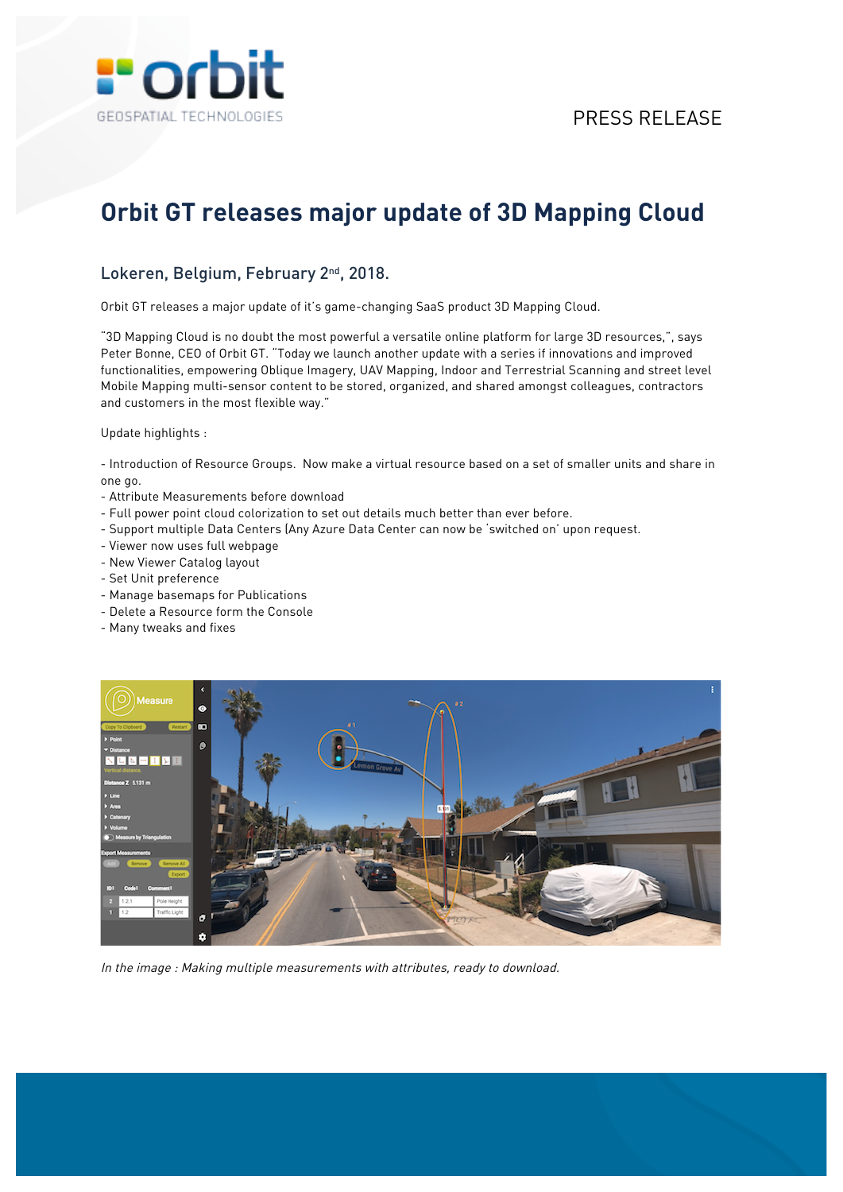PRESS RELEASE

# Orbit GT releases major update of 3D Mapping Cloud

## Lokeren, Belgium, February 2nd, 2018.

Orbit GT releases a major update of it's game-changing SaaS product 3D Mapping Cloud.

"3D Mapping Cloud is no doubt the most powerful a versatile online platform for large 3D resources,", says Peter Bonne, CEO of Orbit GT. "Today we launch another update with a series if innovations and improved functionalities, empowering Oblique Imagery, UAV Mapping, Indoor and Terrestrial Scanning and street level Mobile Mapping multi-sensor content to be stored, organized, and shared amongst colleagues, contractors and customers in the most flexible way."

Update highlights :

- Introduction of Resource Groups. Now make a virtual resource based on a set of smaller units and share in one go.
- Attribute Measurements before download
- Full power point cloud colorization to set out details much better than ever before.
- Support multiple Data Centers (Any Azure Data Center can now be 'switched on' upon request.
- Viewer now uses full webpage
- New Viewer Catalog layout
- Set Unit preference
- Manage basemaps for Publications
- Delete a Resource form the Console
- Many tweaks and fixes

*In the image : Making multiple measurements with attributes, ready to download.*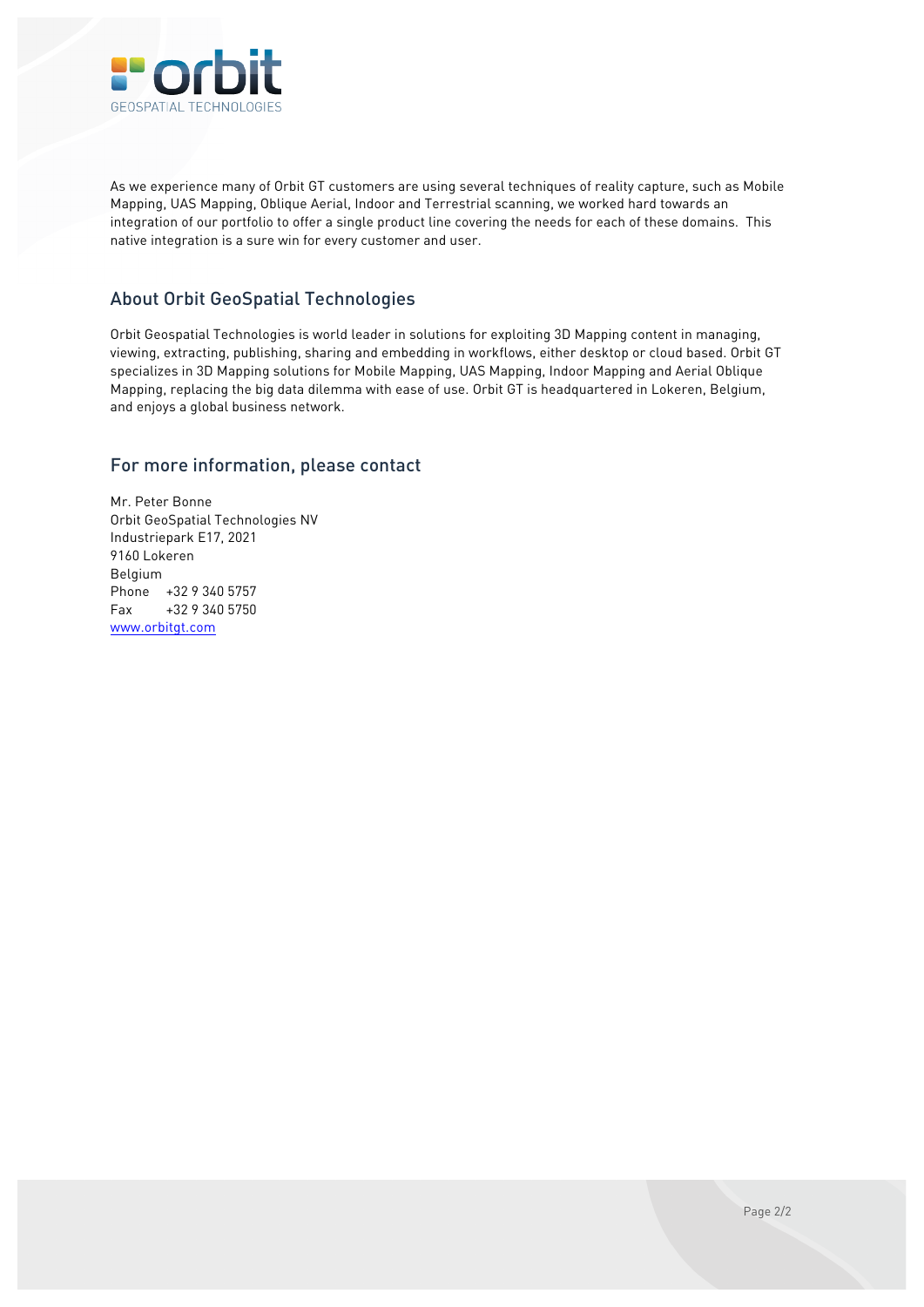As we experience many of Orbit GT customers are using several techniques of reality capture, such as Mobile Mapping, UAS Mapping, Oblique Aerial, Indoor and Terrestrial scanning, we worked hard towards an integration of our portfolio to offer a single product line covering the needs for each of these domains. This native integration is a sure win for every customer and user.

## About Orbit GeoSpatial Technologies

Orbit Geospatial Technologies is world leader in solutions for exploiting 3D Mapping content in managing, viewing, extracting, publishing, sharing and embedding in workflows, either desktop or cloud based. Orbit GT specializes in 3D Mapping solutions for Mobile Mapping, UAS Mapping, Indoor Mapping and Aerial Oblique Mapping, replacing the big data dilemma with ease of use. Orbit GT is headquartered in Lokeren, Belgium, and enjoys a global business network.

## For more information, please contact

Mr. Peter Bonne
Orbit GeoSpatial Technologies NV
Industriepark E17, 2021
9160 Lokeren
Belgium
Phone +32 9 340 5757
Fax +32 9 340 5750
www.orbitgt.com